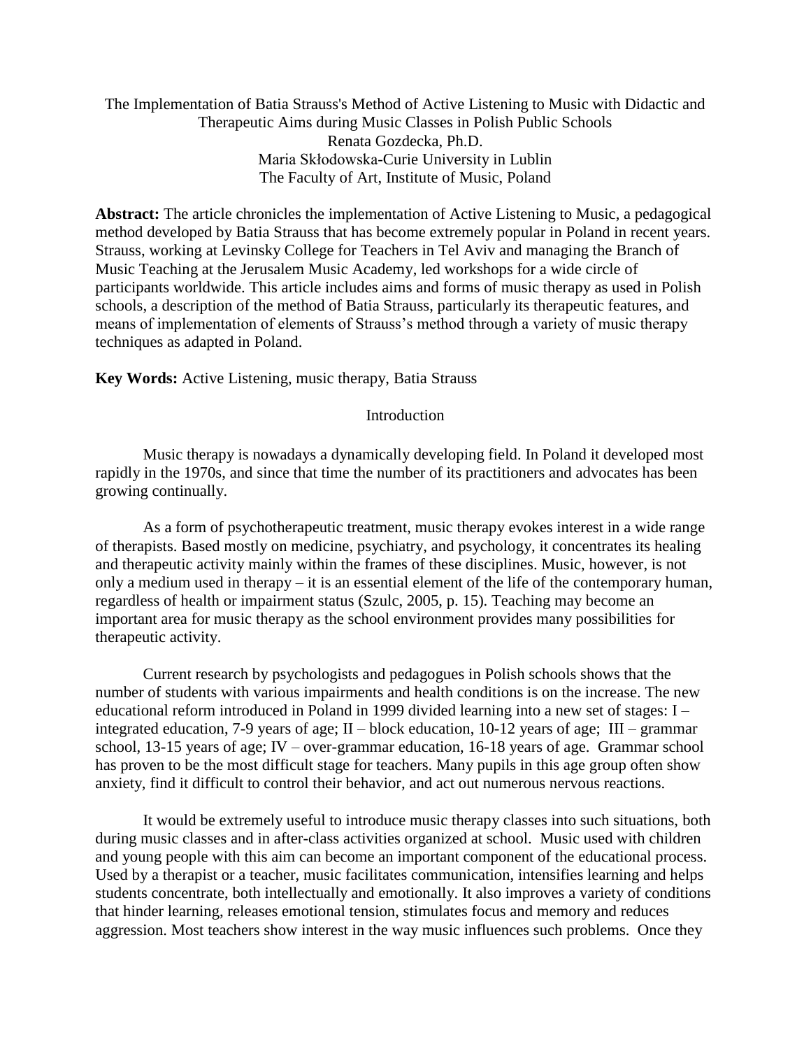# The Implementation of Batia Strauss's Method of Active Listening to Music with Didactic and Therapeutic Aims during Music Classes in Polish Public Schools

Renata Gozdecka, Ph.D.
Maria Skłodowska-Curie University in Lublin
The Faculty of Art, Institute of Music, Poland

**Abstract:** The article chronicles the implementation of Active Listening to Music, a pedagogical method developed by Batia Strauss that has become extremely popular in Poland in recent years. Strauss, working at Levinsky College for Teachers in Tel Aviv and managing the Branch of Music Teaching at the Jerusalem Music Academy, led workshops for a wide circle of participants worldwide. This article includes aims and forms of music therapy as used in Polish schools, a description of the method of Batia Strauss, particularly its therapeutic features, and means of implementation of elements of Strauss's method through a variety of music therapy techniques as adapted in Poland.

**Key Words:** Active Listening, music therapy, Batia Strauss

## Introduction

Music therapy is nowadays a dynamically developing field. In Poland it developed most rapidly in the 1970s, and since that time the number of its practitioners and advocates has been growing continually.

As a form of psychotherapeutic treatment, music therapy evokes interest in a wide range of therapists. Based mostly on medicine, psychiatry, and psychology, it concentrates its healing and therapeutic activity mainly within the frames of these disciplines. Music, however, is not only a medium used in therapy – it is an essential element of the life of the contemporary human, regardless of health or impairment status (Szulc, 2005, p. 15). Teaching may become an important area for music therapy as the school environment provides many possibilities for therapeutic activity.

Current research by psychologists and pedagogues in Polish schools shows that the number of students with various impairments and health conditions is on the increase. The new educational reform introduced in Poland in 1999 divided learning into a new set of stages: I – integrated education, 7-9 years of age; II – block education, 10-12 years of age; III – grammar school, 13-15 years of age; IV – over-grammar education, 16-18 years of age. Grammar school has proven to be the most difficult stage for teachers. Many pupils in this age group often show anxiety, find it difficult to control their behavior, and act out numerous nervous reactions.

It would be extremely useful to introduce music therapy classes into such situations, both during music classes and in after-class activities organized at school. Music used with children and young people with this aim can become an important component of the educational process. Used by a therapist or a teacher, music facilitates communication, intensifies learning and helps students concentrate, both intellectually and emotionally. It also improves a variety of conditions that hinder learning, releases emotional tension, stimulates focus and memory and reduces aggression. Most teachers show interest in the way music influences such problems. Once they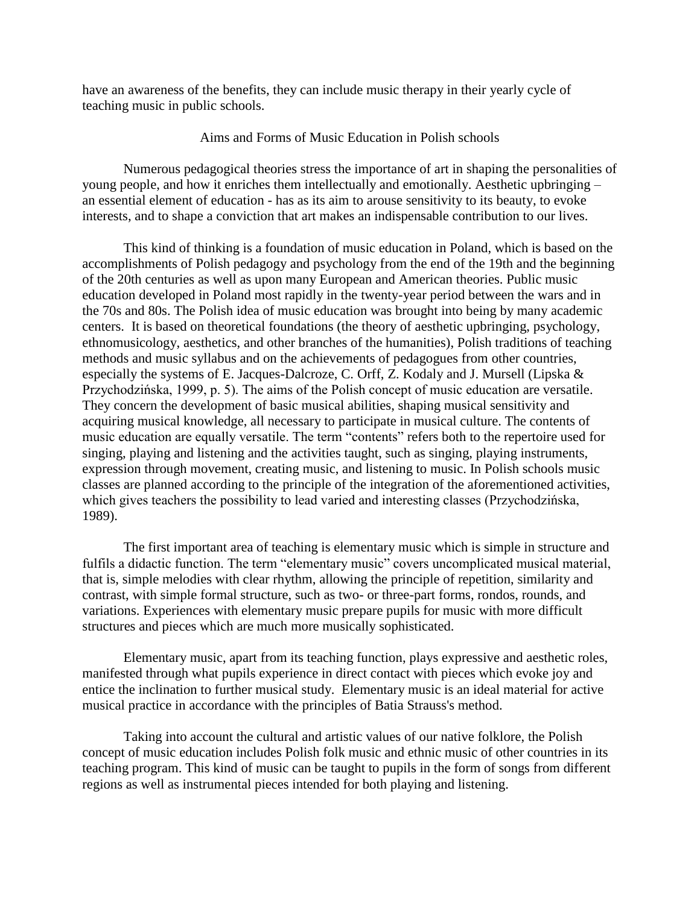have an awareness of the benefits, they can include music therapy in their yearly cycle of teaching music in public schools.

## Aims and Forms of Music Education in Polish schools

Numerous pedagogical theories stress the importance of art in shaping the personalities of young people, and how it enriches them intellectually and emotionally. Aesthetic upbringing – an essential element of education - has as its aim to arouse sensitivity to its beauty, to evoke interests, and to shape a conviction that art makes an indispensable contribution to our lives.

This kind of thinking is a foundation of music education in Poland, which is based on the accomplishments of Polish pedagogy and psychology from the end of the 19th and the beginning of the 20th centuries as well as upon many European and American theories. Public music education developed in Poland most rapidly in the twenty-year period between the wars and in the 70s and 80s. The Polish idea of music education was brought into being by many academic centers. It is based on theoretical foundations (the theory of aesthetic upbringing, psychology, ethnomusicology, aesthetics, and other branches of the humanities), Polish traditions of teaching methods and music syllabus and on the achievements of pedagogues from other countries, especially the systems of E. Jacques-Dalcroze, C. Orff, Z. Kodaly and J. Mursell (Lipska & Przychodzińska, 1999, p. 5). The aims of the Polish concept of music education are versatile. They concern the development of basic musical abilities, shaping musical sensitivity and acquiring musical knowledge, all necessary to participate in musical culture. The contents of music education are equally versatile. The term "contents" refers both to the repertoire used for singing, playing and listening and the activities taught, such as singing, playing instruments, expression through movement, creating music, and listening to music. In Polish schools music classes are planned according to the principle of the integration of the aforementioned activities, which gives teachers the possibility to lead varied and interesting classes (Przychodzińska, 1989).

The first important area of teaching is elementary music which is simple in structure and fulfils a didactic function. The term "elementary music" covers uncomplicated musical material, that is, simple melodies with clear rhythm, allowing the principle of repetition, similarity and contrast, with simple formal structure, such as two- or three-part forms, rondos, rounds, and variations. Experiences with elementary music prepare pupils for music with more difficult structures and pieces which are much more musically sophisticated.

Elementary music, apart from its teaching function, plays expressive and aesthetic roles, manifested through what pupils experience in direct contact with pieces which evoke joy and entice the inclination to further musical study. Elementary music is an ideal material for active musical practice in accordance with the principles of Batia Strauss's method.

Taking into account the cultural and artistic values of our native folklore, the Polish concept of music education includes Polish folk music and ethnic music of other countries in its teaching program. This kind of music can be taught to pupils in the form of songs from different regions as well as instrumental pieces intended for both playing and listening.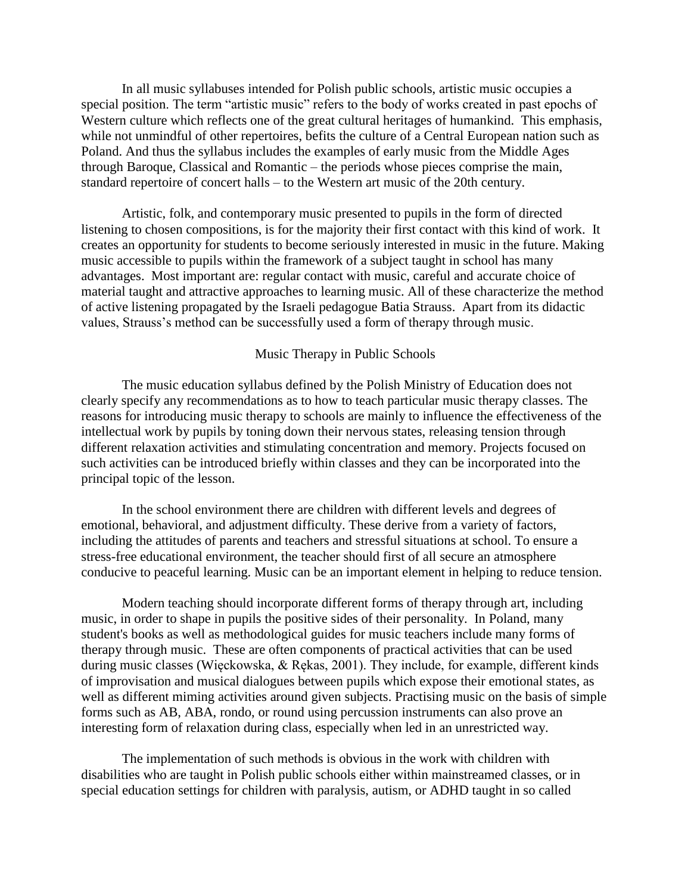In all music syllabuses intended for Polish public schools, artistic music occupies a special position. The term “artistic music” refers to the body of works created in past epochs of Western culture which reflects one of the great cultural heritages of humankind. This emphasis, while not unmindful of other repertoires, befits the culture of a Central European nation such as Poland. And thus the syllabus includes the examples of early music from the Middle Ages through Baroque, Classical and Romantic – the periods whose pieces comprise the main, standard repertoire of concert halls – to the Western art music of the 20th century.

Artistic, folk, and contemporary music presented to pupils in the form of directed listening to chosen compositions, is for the majority their first contact with this kind of work. It creates an opportunity for students to become seriously interested in music in the future. Making music accessible to pupils within the framework of a subject taught in school has many advantages. Most important are: regular contact with music, careful and accurate choice of material taught and attractive approaches to learning music. All of these characterize the method of active listening propagated by the Israeli pedagogue Batia Strauss. Apart from its didactic values, Strauss’s method can be successfully used a form of therapy through music.

## Music Therapy in Public Schools

The music education syllabus defined by the Polish Ministry of Education does not clearly specify any recommendations as to how to teach particular music therapy classes. The reasons for introducing music therapy to schools are mainly to influence the effectiveness of the intellectual work by pupils by toning down their nervous states, releasing tension through different relaxation activities and stimulating concentration and memory. Projects focused on such activities can be introduced briefly within classes and they can be incorporated into the principal topic of the lesson.

In the school environment there are children with different levels and degrees of emotional, behavioral, and adjustment difficulty. These derive from a variety of factors, including the attitudes of parents and teachers and stressful situations at school. To ensure a stress-free educational environment, the teacher should first of all secure an atmosphere conducive to peaceful learning. Music can be an important element in helping to reduce tension.

Modern teaching should incorporate different forms of therapy through art, including music, in order to shape in pupils the positive sides of their personality. In Poland, many student's books as well as methodological guides for music teachers include many forms of therapy through music. These are often components of practical activities that can be used during music classes (Więckowska, & Rękas, 2001). They include, for example, different kinds of improvisation and musical dialogues between pupils which expose their emotional states, as well as different miming activities around given subjects. Practising music on the basis of simple forms such as AB, ABA, rondo, or round using percussion instruments can also prove an interesting form of relaxation during class, especially when led in an unrestricted way.

The implementation of such methods is obvious in the work with children with disabilities who are taught in Polish public schools either within mainstreamed classes, or in special education settings for children with paralysis, autism, or ADHD taught in so called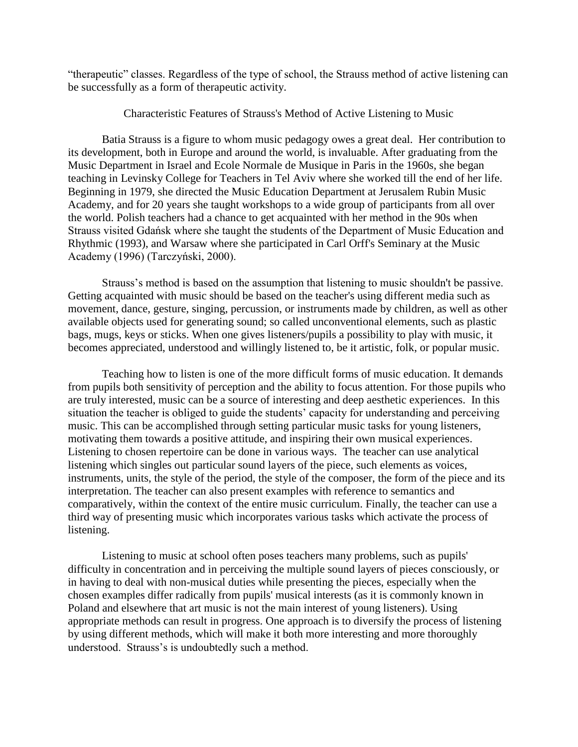"therapeutic" classes. Regardless of the type of school, the Strauss method of active listening can be successfully as a form of therapeutic activity.

## Characteristic Features of Strauss's Method of Active Listening to Music

Batia Strauss is a figure to whom music pedagogy owes a great deal. Her contribution to its development, both in Europe and around the world, is invaluable. After graduating from the Music Department in Israel and Ecole Normale de Musique in Paris in the 1960s, she began teaching in Levinsky College for Teachers in Tel Aviv where she worked till the end of her life. Beginning in 1979, she directed the Music Education Department at Jerusalem Rubin Music Academy, and for 20 years she taught workshops to a wide group of participants from all over the world. Polish teachers had a chance to get acquainted with her method in the 90s when Strauss visited Gdańsk where she taught the students of the Department of Music Education and Rhythmic (1993), and Warsaw where she participated in Carl Orff's Seminary at the Music Academy (1996) (Tarczyński, 2000).

Strauss's method is based on the assumption that listening to music shouldn't be passive. Getting acquainted with music should be based on the teacher's using different media such as movement, dance, gesture, singing, percussion, or instruments made by children, as well as other available objects used for generating sound; so called unconventional elements, such as plastic bags, mugs, keys or sticks. When one gives listeners/pupils a possibility to play with music, it becomes appreciated, understood and willingly listened to, be it artistic, folk, or popular music.

Teaching how to listen is one of the more difficult forms of music education. It demands from pupils both sensitivity of perception and the ability to focus attention. For those pupils who are truly interested, music can be a source of interesting and deep aesthetic experiences. In this situation the teacher is obliged to guide the students' capacity for understanding and perceiving music. This can be accomplished through setting particular music tasks for young listeners, motivating them towards a positive attitude, and inspiring their own musical experiences. Listening to chosen repertoire can be done in various ways. The teacher can use analytical listening which singles out particular sound layers of the piece, such elements as voices, instruments, units, the style of the period, the style of the composer, the form of the piece and its interpretation. The teacher can also present examples with reference to semantics and comparatively, within the context of the entire music curriculum. Finally, the teacher can use a third way of presenting music which incorporates various tasks which activate the process of listening.

Listening to music at school often poses teachers many problems, such as pupils' difficulty in concentration and in perceiving the multiple sound layers of pieces consciously, or in having to deal with non-musical duties while presenting the pieces, especially when the chosen examples differ radically from pupils' musical interests (as it is commonly known in Poland and elsewhere that art music is not the main interest of young listeners). Using appropriate methods can result in progress. One approach is to diversify the process of listening by using different methods, which will make it both more interesting and more thoroughly understood. Strauss's is undoubtedly such a method.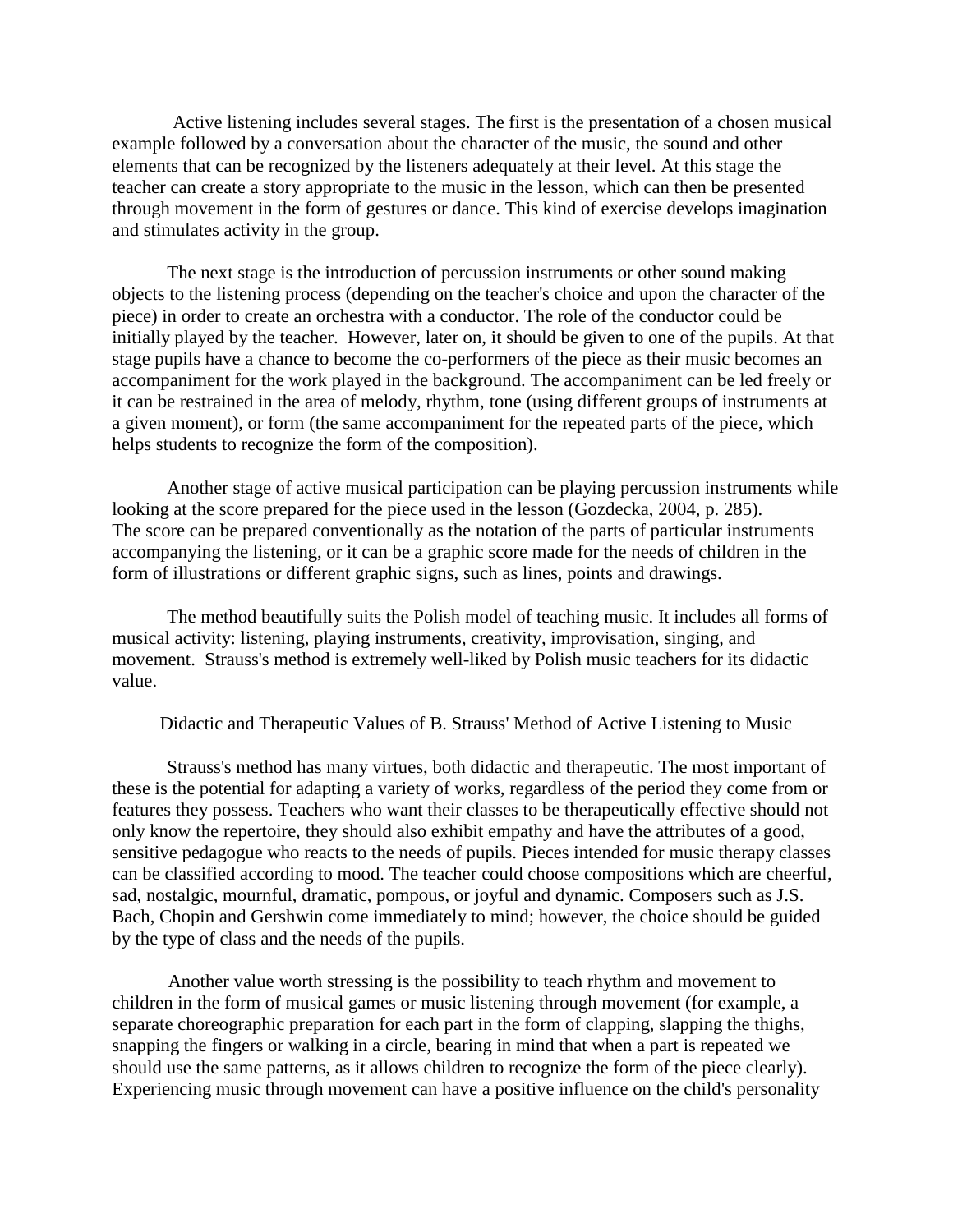Active listening includes several stages. The first is the presentation of a chosen musical example followed by a conversation about the character of the music, the sound and other elements that can be recognized by the listeners adequately at their level. At this stage the teacher can create a story appropriate to the music in the lesson, which can then be presented through movement in the form of gestures or dance. This kind of exercise develops imagination and stimulates activity in the group.

The next stage is the introduction of percussion instruments or other sound making objects to the listening process (depending on the teacher's choice and upon the character of the piece) in order to create an orchestra with a conductor. The role of the conductor could be initially played by the teacher. However, later on, it should be given to one of the pupils. At that stage pupils have a chance to become the co-performers of the piece as their music becomes an accompaniment for the work played in the background. The accompaniment can be led freely or it can be restrained in the area of melody, rhythm, tone (using different groups of instruments at a given moment), or form (the same accompaniment for the repeated parts of the piece, which helps students to recognize the form of the composition).

Another stage of active musical participation can be playing percussion instruments while looking at the score prepared for the piece used in the lesson (Gozdecka, 2004, p. 285). The score can be prepared conventionally as the notation of the parts of particular instruments accompanying the listening, or it can be a graphic score made for the needs of children in the form of illustrations or different graphic signs, such as lines, points and drawings.

The method beautifully suits the Polish model of teaching music. It includes all forms of musical activity: listening, playing instruments, creativity, improvisation, singing, and movement. Strauss's method is extremely well-liked by Polish music teachers for its didactic value.

## Didactic and Therapeutic Values of B. Strauss' Method of Active Listening to Music

Strauss's method has many virtues, both didactic and therapeutic. The most important of these is the potential for adapting a variety of works, regardless of the period they come from or features they possess. Teachers who want their classes to be therapeutically effective should not only know the repertoire, they should also exhibit empathy and have the attributes of a good, sensitive pedagogue who reacts to the needs of pupils. Pieces intended for music therapy classes can be classified according to mood. The teacher could choose compositions which are cheerful, sad, nostalgic, mournful, dramatic, pompous, or joyful and dynamic. Composers such as J.S. Bach, Chopin and Gershwin come immediately to mind; however, the choice should be guided by the type of class and the needs of the pupils.

Another value worth stressing is the possibility to teach rhythm and movement to children in the form of musical games or music listening through movement (for example, a separate choreographic preparation for each part in the form of clapping, slapping the thighs, snapping the fingers or walking in a circle, bearing in mind that when a part is repeated we should use the same patterns, as it allows children to recognize the form of the piece clearly). Experiencing music through movement can have a positive influence on the child's personality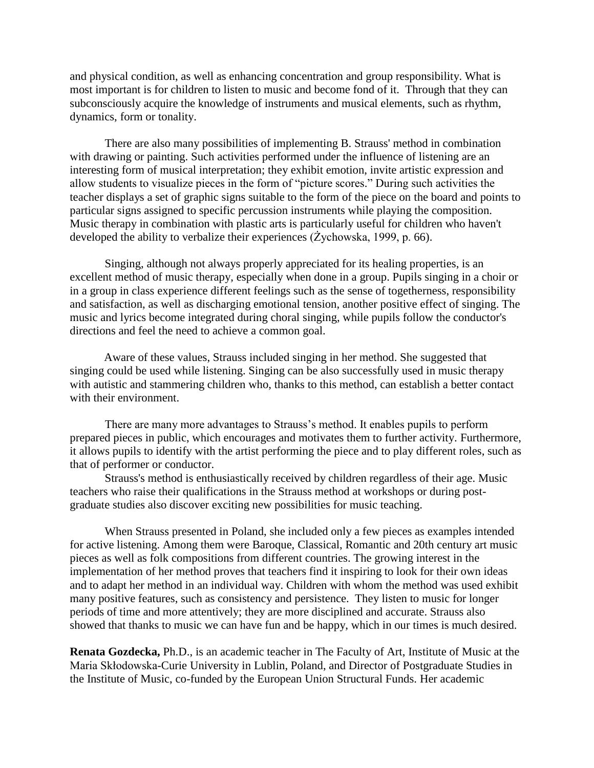and physical condition, as well as enhancing concentration and group responsibility. What is most important is for children to listen to music and become fond of it. Through that they can subconsciously acquire the knowledge of instruments and musical elements, such as rhythm, dynamics, form or tonality.

There are also many possibilities of implementing B. Strauss' method in combination with drawing or painting. Such activities performed under the influence of listening are an interesting form of musical interpretation; they exhibit emotion, invite artistic expression and allow students to visualize pieces in the form of "picture scores." During such activities the teacher displays a set of graphic signs suitable to the form of the piece on the board and points to particular signs assigned to specific percussion instruments while playing the composition. Music therapy in combination with plastic arts is particularly useful for children who haven't developed the ability to verbalize their experiences (Żychowska, 1999, p. 66).

Singing, although not always properly appreciated for its healing properties, is an excellent method of music therapy, especially when done in a group. Pupils singing in a choir or in a group in class experience different feelings such as the sense of togetherness, responsibility and satisfaction, as well as discharging emotional tension, another positive effect of singing. The music and lyrics become integrated during choral singing, while pupils follow the conductor's directions and feel the need to achieve a common goal.

Aware of these values, Strauss included singing in her method. She suggested that singing could be used while listening. Singing can be also successfully used in music therapy with autistic and stammering children who, thanks to this method, can establish a better contact with their environment.

There are many more advantages to Strauss's method. It enables pupils to perform prepared pieces in public, which encourages and motivates them to further activity. Furthermore, it allows pupils to identify with the artist performing the piece and to play different roles, such as that of performer or conductor.

Strauss's method is enthusiastically received by children regardless of their age. Music teachers who raise their qualifications in the Strauss method at workshops or during post-graduate studies also discover exciting new possibilities for music teaching.

When Strauss presented in Poland, she included only a few pieces as examples intended for active listening. Among them were Baroque, Classical, Romantic and 20th century art music pieces as well as folk compositions from different countries. The growing interest in the implementation of her method proves that teachers find it inspiring to look for their own ideas and to adapt her method in an individual way. Children with whom the method was used exhibit many positive features, such as consistency and persistence. They listen to music for longer periods of time and more attentively; they are more disciplined and accurate. Strauss also showed that thanks to music we can have fun and be happy, which in our times is much desired.

**Renata Gozdecka,** Ph.D., is an academic teacher in The Faculty of Art, Institute of Music at the Maria Skłodowska-Curie University in Lublin, Poland, and Director of Postgraduate Studies in the Institute of Music, co-funded by the European Union Structural Funds. Her academic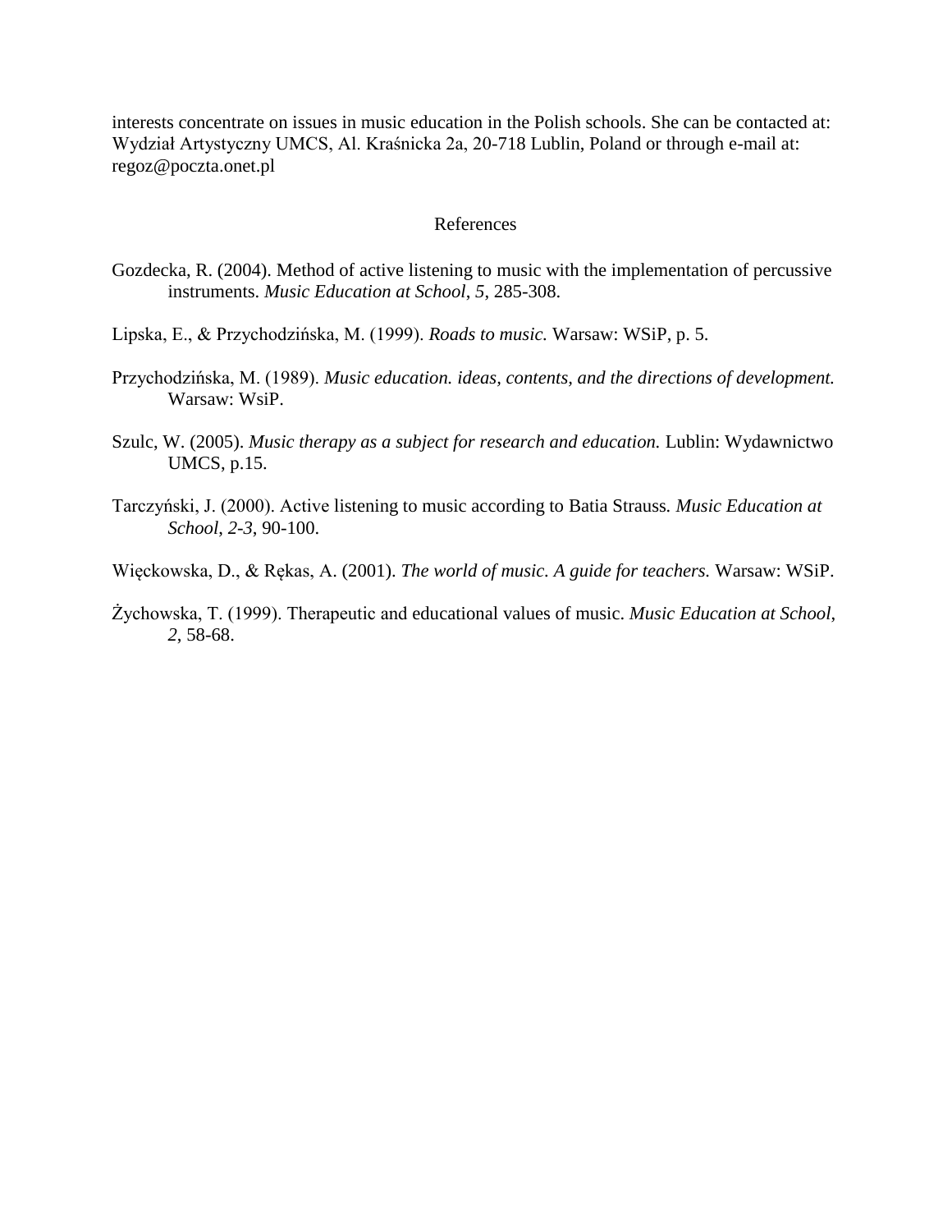interests concentrate on issues in music education in the Polish schools. She can be contacted at: Wydział Artystyczny UMCS, Al. Kraśnicka 2a, 20-718 Lublin, Poland or through e-mail at: regoz@poczta.onet.pl

## References

Gozdecka, R. (2004). Method of active listening to music with the implementation of percussive instruments. *Music Education at School*, *5*, 285-308.

Lipska, E., & Przychodzińska, M. (1999). *Roads to music.* Warsaw: WSiP, p. 5.

Przychodzińska, M. (1989). *Music education. ideas, contents, and the directions of development.* Warsaw: WsiP.

Szulc, W. (2005). *Music therapy as a subject for research and education.* Lublin: Wydawnictwo UMCS, p.15.

Tarczyński, J. (2000). Active listening to music according to Batia Strauss. *Music Education at School*, *2-3*, 90-100.

Więckowska, D., & Rękas, A. (2001). *The world of music. A guide for teachers.* Warsaw: WSiP.

Żychowska, T. (1999). Therapeutic and educational values of music. *Music Education at School*, *2*, 58-68.